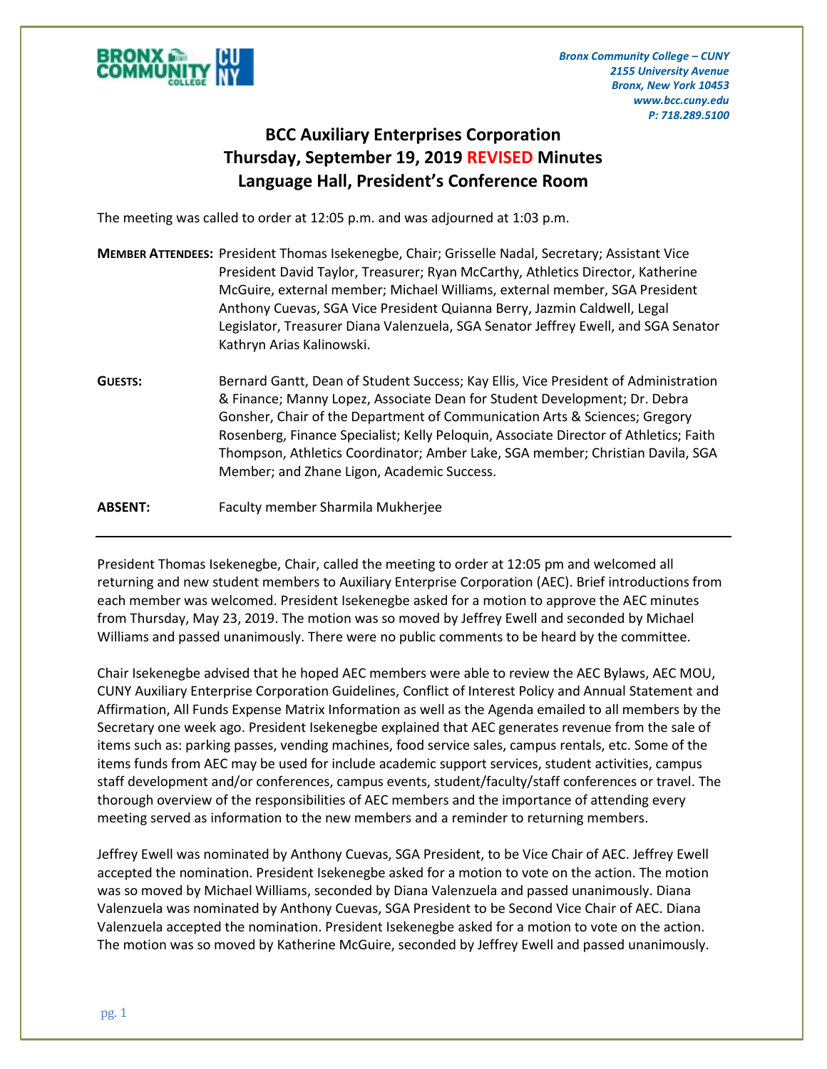*Bronx Community College – CUNY*
*2155 University Avenue*
*Bronx, New York 10453*
*www.bcc.cuny.edu*
*P: 718.289.5100*

# BCC Auxiliary Enterprises Corporation
## Thursday, September 19, 2019 REVISED Minutes
## Language Hall, President's Conference Room

The meeting was called to order at 12:05 p.m. and was adjourned at 1:03 p.m.

**MEMBER ATTENDEES:** President Thomas Isekenegbe, Chair; Grisselle Nadal, Secretary; Assistant Vice President David Taylor, Treasurer; Ryan McCarthy, Athletics Director, Katherine McGuire, external member; Michael Williams, external member, SGA President Anthony Cuevas, SGA Vice President Quianna Berry, Jazmin Caldwell, Legal Legislator, Treasurer Diana Valenzuela, SGA Senator Jeffrey Ewell, and SGA Senator Kathryn Arias Kalinowski.

**GUESTS:** Bernard Gantt, Dean of Student Success; Kay Ellis, Vice President of Administration & Finance; Manny Lopez, Associate Dean for Student Development; Dr. Debra Gonsher, Chair of the Department of Communication Arts & Sciences; Gregory Rosenberg, Finance Specialist; Kelly Peloquin, Associate Director of Athletics; Faith Thompson, Athletics Coordinator; Amber Lake, SGA member; Christian Davila, SGA Member; and Zhane Ligon, Academic Success.

**ABSENT:** Faculty member Sharmila Mukherjee

---

President Thomas Isekenegbe, Chair, called the meeting to order at 12:05 pm and welcomed all returning and new student members to Auxiliary Enterprise Corporation (AEC). Brief introductions from each member was welcomed. President Isekenegbe asked for a motion to approve the AEC minutes from Thursday, May 23, 2019. The motion was so moved by Jeffrey Ewell and seconded by Michael Williams and passed unanimously. There were no public comments to be heard by the committee.

Chair Isekenegbe advised that he hoped AEC members were able to review the AEC Bylaws, AEC MOU, CUNY Auxiliary Enterprise Corporation Guidelines, Conflict of Interest Policy and Annual Statement and Affirmation, All Funds Expense Matrix Information as well as the Agenda emailed to all members by the Secretary one week ago. President Isekenegbe explained that AEC generates revenue from the sale of items such as: parking passes, vending machines, food service sales, campus rentals, etc. Some of the items funds from AEC may be used for include academic support services, student activities, campus staff development and/or conferences, campus events, student/faculty/staff conferences or travel. The thorough overview of the responsibilities of AEC members and the importance of attending every meeting served as information to the new members and a reminder to returning members.

Jeffrey Ewell was nominated by Anthony Cuevas, SGA President, to be Vice Chair of AEC. Jeffrey Ewell accepted the nomination. President Isekenegbe asked for a motion to vote on the action. The motion was so moved by Michael Williams, seconded by Diana Valenzuela and passed unanimously. Diana Valenzuela was nominated by Anthony Cuevas, SGA President to be Second Vice Chair of AEC. Diana Valenzuela accepted the nomination. President Isekenegbe asked for a motion to vote on the action. The motion was so moved by Katherine McGuire, seconded by Jeffrey Ewell and passed unanimously.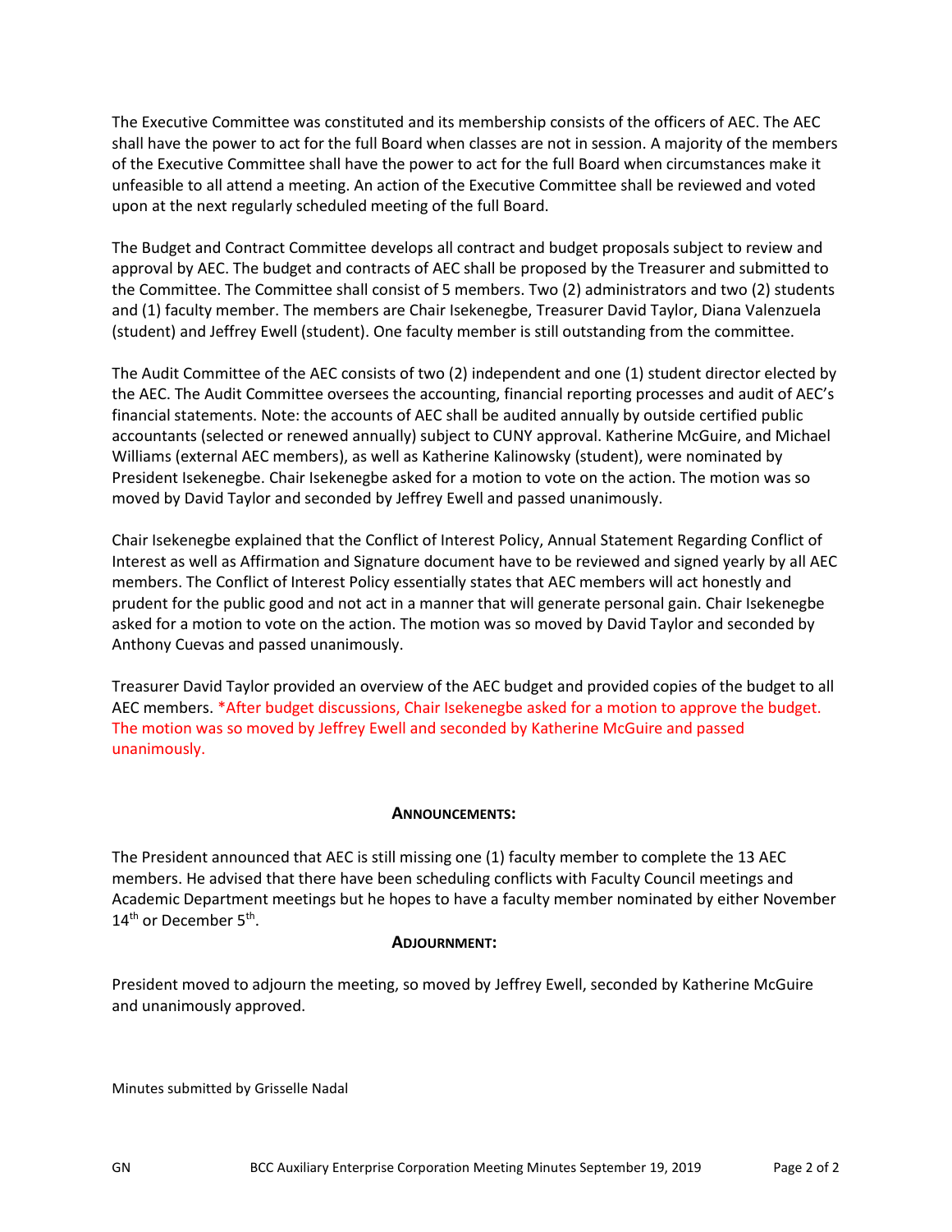The Executive Committee was constituted and its membership consists of the officers of AEC. The AEC shall have the power to act for the full Board when classes are not in session. A majority of the members of the Executive Committee shall have the power to act for the full Board when circumstances make it unfeasible to all attend a meeting. An action of the Executive Committee shall be reviewed and voted upon at the next regularly scheduled meeting of the full Board.

The Budget and Contract Committee develops all contract and budget proposals subject to review and approval by AEC. The budget and contracts of AEC shall be proposed by the Treasurer and submitted to the Committee. The Committee shall consist of 5 members. Two (2) administrators and two (2) students and (1) faculty member. The members are Chair Isekenegbe, Treasurer David Taylor, Diana Valenzuela (student) and Jeffrey Ewell (student). One faculty member is still outstanding from the committee.

The Audit Committee of the AEC consists of two (2) independent and one (1) student director elected by the AEC. The Audit Committee oversees the accounting, financial reporting processes and audit of AEC's financial statements. Note: the accounts of AEC shall be audited annually by outside certified public accountants (selected or renewed annually) subject to CUNY approval. Katherine McGuire, and Michael Williams (external AEC members), as well as Katherine Kalinowsky (student), were nominated by President Isekenegbe. Chair Isekenegbe asked for a motion to vote on the action. The motion was so moved by David Taylor and seconded by Jeffrey Ewell and passed unanimously.

Chair Isekenegbe explained that the Conflict of Interest Policy, Annual Statement Regarding Conflict of Interest as well as Affirmation and Signature document have to be reviewed and signed yearly by all AEC members. The Conflict of Interest Policy essentially states that AEC members will act honestly and prudent for the public good and not act in a manner that will generate personal gain. Chair Isekenegbe asked for a motion to vote on the action. The motion was so moved by David Taylor and seconded by Anthony Cuevas and passed unanimously.

Treasurer David Taylor provided an overview of the AEC budget and provided copies of the budget to all AEC members. *After budget discussions, Chair Isekenegbe asked for a motion to approve the budget. The motion was so moved by Jeffrey Ewell and seconded by Katherine McGuire and passed unanimously.

**ANNOUNCEMENTS:**

The President announced that AEC is still missing one (1) faculty member to complete the 13 AEC members. He advised that there have been scheduling conflicts with Faculty Council meetings and Academic Department meetings but he hopes to have a faculty member nominated by either November 14th or December 5th.

**ADJOURNMENT:**

President moved to adjourn the meeting, so moved by Jeffrey Ewell, seconded by Katherine McGuire and unanimously approved.

Minutes submitted by Grisselle Nadal